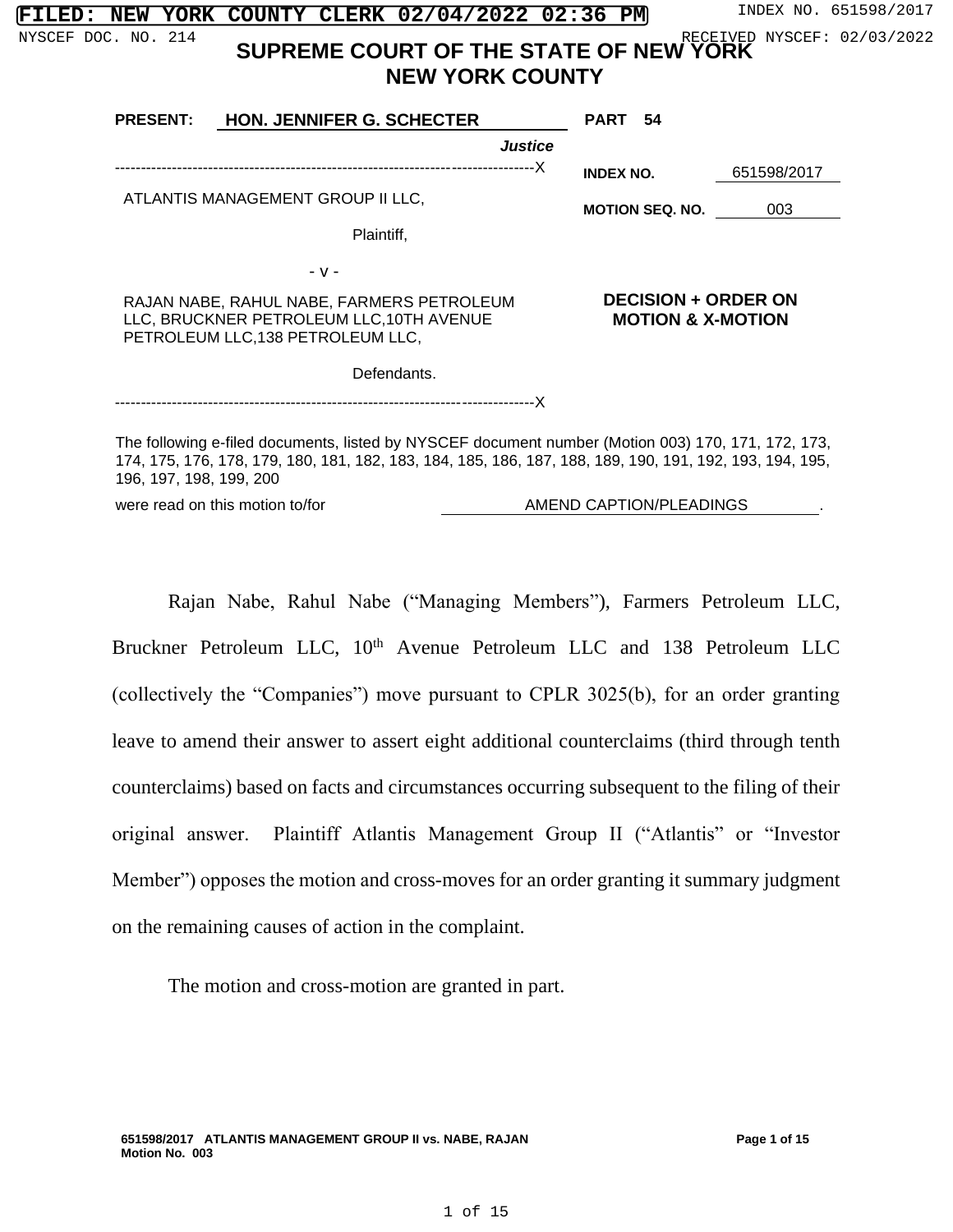FILED: NEW YORK COUNTY CLERK 02/04/2022 02:36 PM

INDEX NO. 651598/2017

NYSCEF DOC. NO. 214

RECEIVED NYSCEF: 02/03/2022

# SUPREME COURT OF THE STATE OF NEW YORK
# NEW YORK COUNTY

**PRESENT:** **HON. JENNIFER G. SCHECTER** **PART 54**

***Justice***

---

ATLANTIS MANAGEMENT GROUP II LLC,

Plaintiff,

- v -

RAJAN NABE, RAHUL NABE, FARMERS PETROLEUM LLC, BRUCKNER PETROLEUM LLC,10TH AVENUE PETROLEUM LLC,138 PETROLEUM LLC,

Defendants.

---

**INDEX NO.** 651598/2017

**MOTION SEQ. NO.** 003

**DECISION + ORDER ON MOTION & X-MOTION**

The following e-filed documents, listed by NYSCEF document number (Motion 003) 170, 171, 172, 173, 174, 175, 176, 178, 179, 180, 181, 182, 183, 184, 185, 186, 187, 188, 189, 190, 191, 192, 193, 194, 195, 196, 197, 198, 199, 200

were read on this motion to/for AMEND CAPTION/PLEADINGS.

Rajan Nabe, Rahul Nabe ("Managing Members"), Farmers Petroleum LLC, Bruckner Petroleum LLC, 10[th] Avenue Petroleum LLC and 138 Petroleum LLC (collectively the "Companies") move pursuant to CPLR 3025(b), for an order granting leave to amend their answer to assert eight additional counterclaims (third through tenth counterclaims) based on facts and circumstances occurring subsequent to the filing of their original answer. Plaintiff Atlantis Management Group II ("Atlantis" or "Investor Member") opposes the motion and cross-moves for an order granting it summary judgment on the remaining causes of action in the complaint.

The motion and cross-motion are granted in part.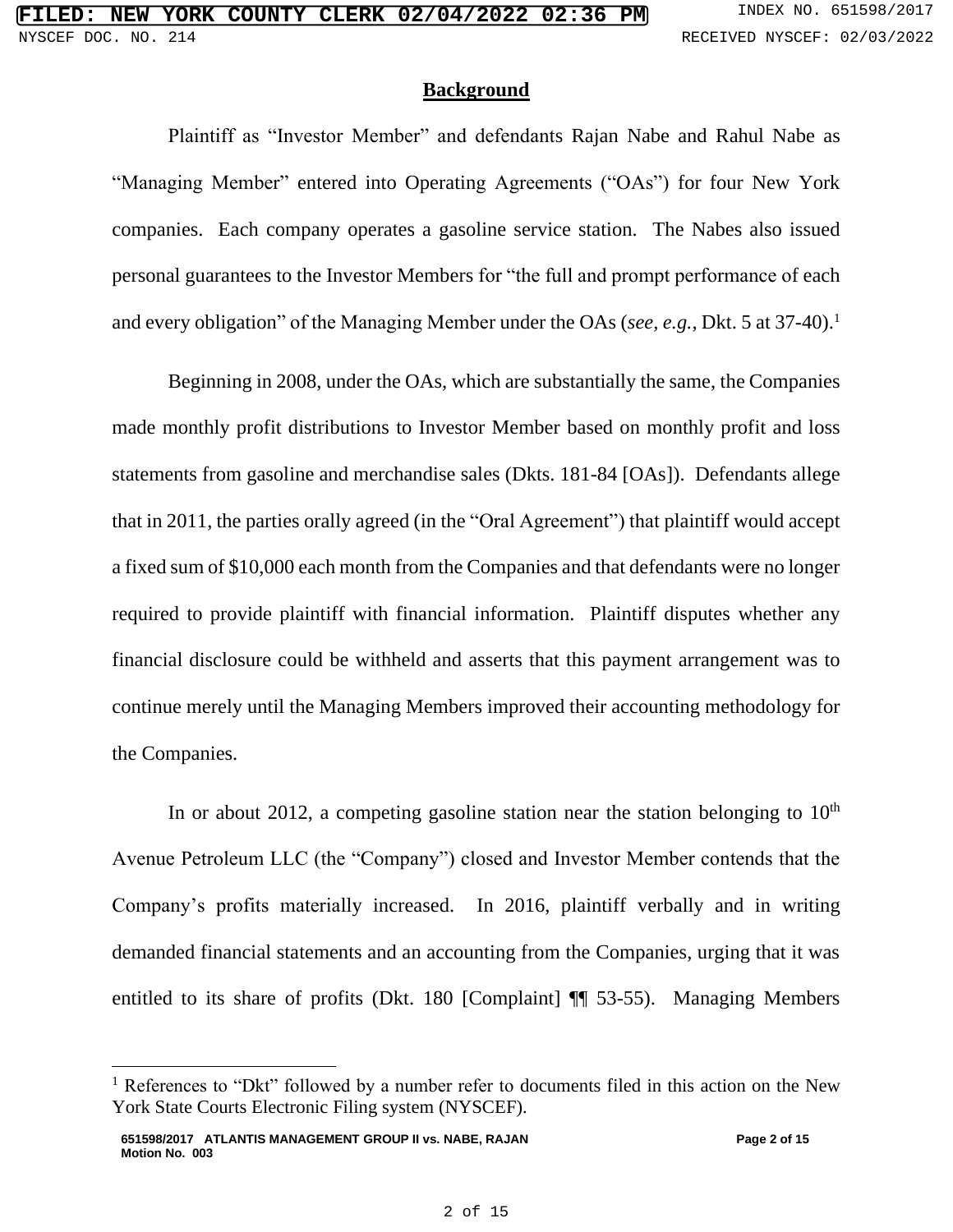## Background

Plaintiff as "Investor Member" and defendants Rajan Nabe and Rahul Nabe as "Managing Member" entered into Operating Agreements ("OAs") for four New York companies. Each company operates a gasoline service station. The Nabes also issued personal guarantees to the Investor Members for "the full and prompt performance of each and every obligation" of the Managing Member under the OAs (*see, e.g.,* Dkt. 5 at 37-40).[1]

Beginning in 2008, under the OAs, which are substantially the same, the Companies made monthly profit distributions to Investor Member based on monthly profit and loss statements from gasoline and merchandise sales (Dkts. 181-84 [OAs]). Defendants allege that in 2011, the parties orally agreed (in the "Oral Agreement") that plaintiff would accept a fixed sum of $10,000 each month from the Companies and that defendants were no longer required to provide plaintiff with financial information. Plaintiff disputes whether any financial disclosure could be withheld and asserts that this payment arrangement was to continue merely until the Managing Members improved their accounting methodology for the Companies.

In or about 2012, a competing gasoline station near the station belonging to 10th Avenue Petroleum LLC (the "Company") closed and Investor Member contends that the Company's profits materially increased. In 2016, plaintiff verbally and in writing demanded financial statements and an accounting from the Companies, urging that it was entitled to its share of profits (Dkt. 180 [Complaint] ¶¶ 53-55). Managing Members

---

[1] References to "Dkt" followed by a number refer to documents filed in this action on the New York State Courts Electronic Filing system (NYSCEF).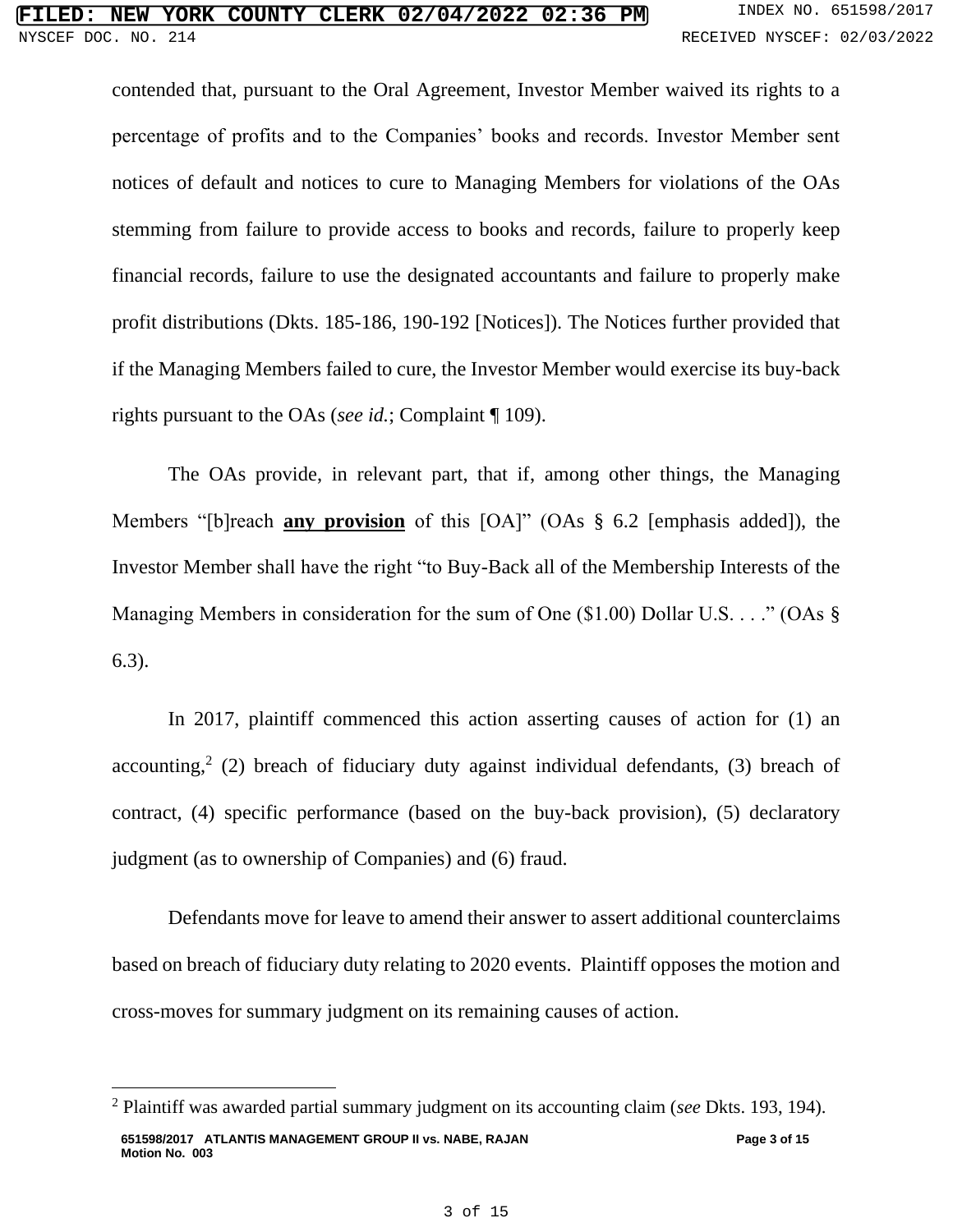contended that, pursuant to the Oral Agreement, Investor Member waived its rights to a percentage of profits and to the Companies' books and records. Investor Member sent notices of default and notices to cure to Managing Members for violations of the OAs stemming from failure to provide access to books and records, failure to properly keep financial records, failure to use the designated accountants and failure to properly make profit distributions (Dkts. 185-186, 190-192 [Notices]). The Notices further provided that if the Managing Members failed to cure, the Investor Member would exercise its buy-back rights pursuant to the OAs (*see id.*; Complaint ¶ 109).

The OAs provide, in relevant part, that if, among other things, the Managing Members "[b]reach **<u>any provision</u>** of this [OA]" (OAs § 6.2 [emphasis added]), the Investor Member shall have the right "to Buy-Back all of the Membership Interests of the Managing Members in consideration for the sum of One ($1.00) Dollar U.S. . . ." (OAs § 6.3).

In 2017, plaintiff commenced this action asserting causes of action for (1) an accounting,[2] (2) breach of fiduciary duty against individual defendants, (3) breach of contract, (4) specific performance (based on the buy-back provision), (5) declaratory judgment (as to ownership of Companies) and (6) fraud.

Defendants move for leave to amend their answer to assert additional counterclaims based on breach of fiduciary duty relating to 2020 events. Plaintiff opposes the motion and cross-moves for summary judgment on its remaining causes of action.

---

[2] Plaintiff was awarded partial summary judgment on its accounting claim (*see* Dkts. 193, 194).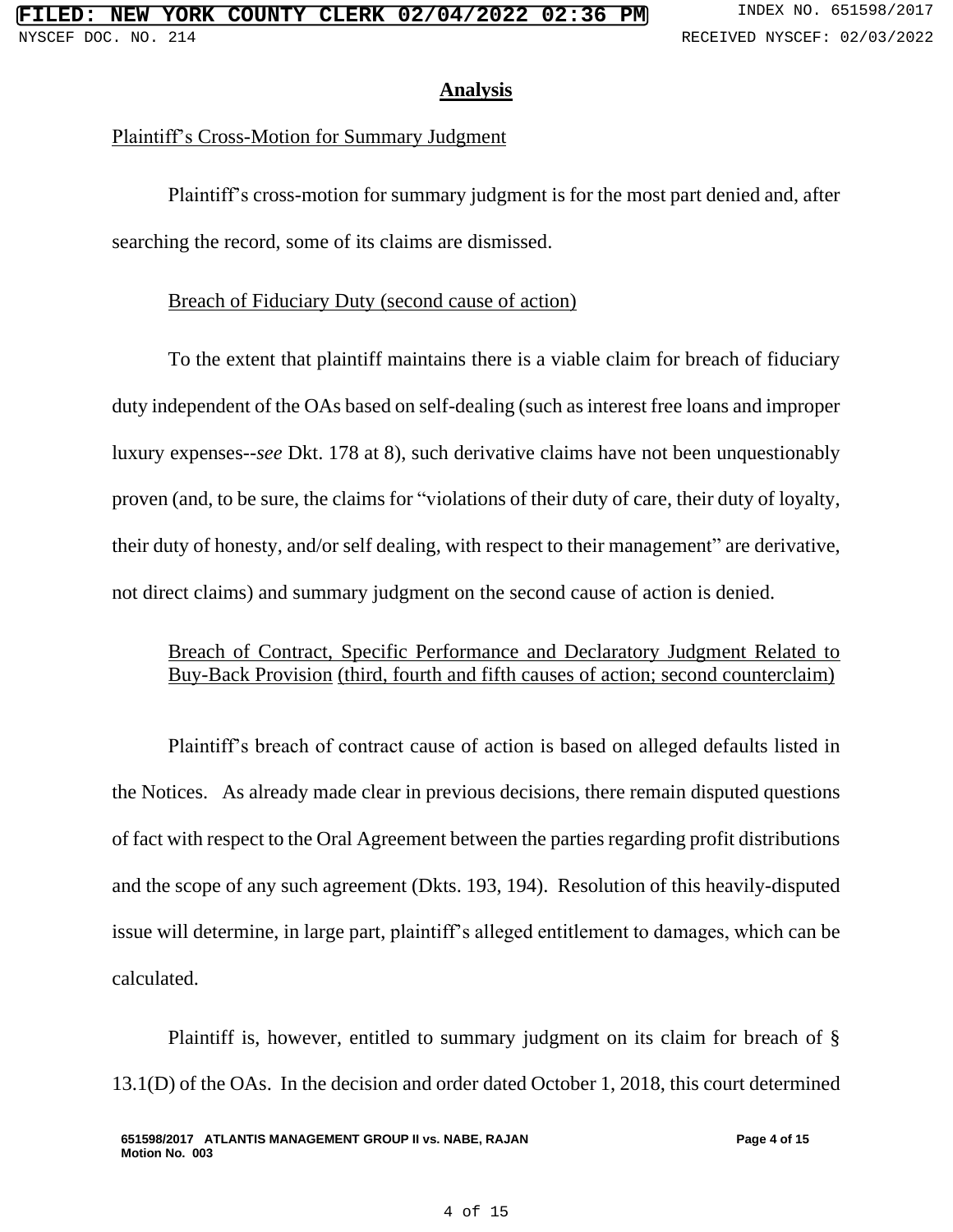## Analysis

Plaintiff's Cross-Motion for Summary Judgment

Plaintiff's cross-motion for summary judgment is for the most part denied and, after searching the record, some of its claims are dismissed.

Breach of Fiduciary Duty (second cause of action)

To the extent that plaintiff maintains there is a viable claim for breach of fiduciary duty independent of the OAs based on self-dealing (such as interest free loans and improper luxury expenses--*see* Dkt. 178 at 8), such derivative claims have not been unquestionably proven (and, to be sure, the claims for "violations of their duty of care, their duty of loyalty, their duty of honesty, and/or self dealing, with respect to their management" are derivative, not direct claims) and summary judgment on the second cause of action is denied.

Breach of Contract, Specific Performance and Declaratory Judgment Related to Buy-Back Provision (third, fourth and fifth causes of action; second counterclaim)

Plaintiff's breach of contract cause of action is based on alleged defaults listed in the Notices. As already made clear in previous decisions, there remain disputed questions of fact with respect to the Oral Agreement between the parties regarding profit distributions and the scope of any such agreement (Dkts. 193, 194). Resolution of this heavily-disputed issue will determine, in large part, plaintiff's alleged entitlement to damages, which can be calculated.

Plaintiff is, however, entitled to summary judgment on its claim for breach of § 13.1(D) of the OAs. In the decision and order dated October 1, 2018, this court determined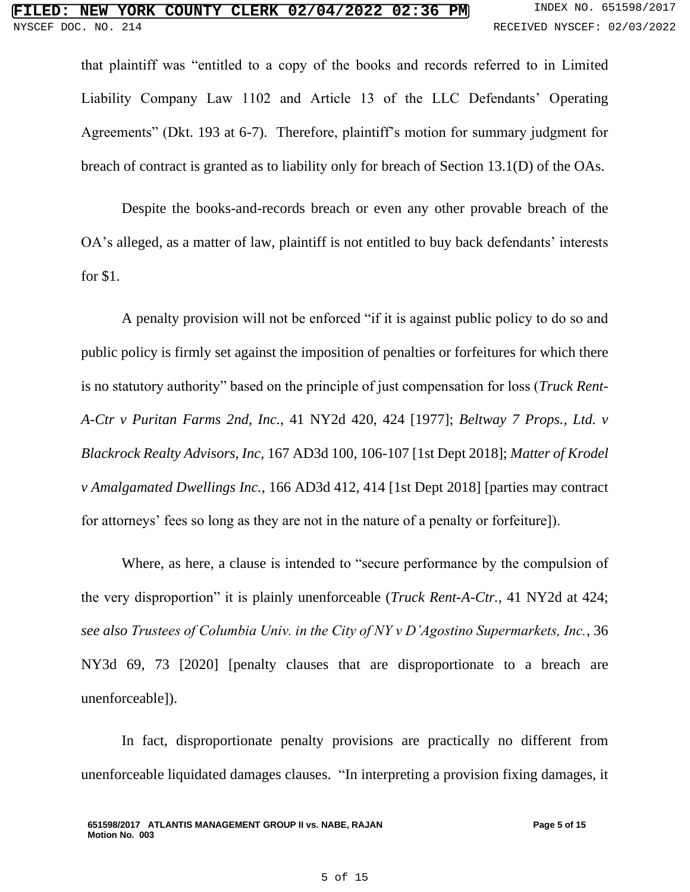that plaintiff was "entitled to a copy of the books and records referred to in Limited Liability Company Law 1102 and Article 13 of the LLC Defendants' Operating Agreements" (Dkt. 193 at 6-7). Therefore, plaintiff's motion for summary judgment for breach of contract is granted as to liability only for breach of Section 13.1(D) of the OAs.

Despite the books-and-records breach or even any other provable breach of the OA's alleged, as a matter of law, plaintiff is not entitled to buy back defendants' interests for $1.

A penalty provision will not be enforced "if it is against public policy to do so and public policy is firmly set against the imposition of penalties or forfeitures for which there is no statutory authority" based on the principle of just compensation for loss (*Truck Rent-A-Ctr v Puritan Farms 2nd, Inc.*, 41 NY2d 420, 424 [1977]; *Beltway 7 Props., Ltd. v Blackrock Realty Advisors, Inc*, 167 AD3d 100, 106-107 [1st Dept 2018]; *Matter of Krodel v Amalgamated Dwellings Inc.*, 166 AD3d 412, 414 [1st Dept 2018] [parties may contract for attorneys' fees so long as they are not in the nature of a penalty or forfeiture]).

Where, as here, a clause is intended to "secure performance by the compulsion of the very disproportion" it is plainly unenforceable (*Truck Rent-A-Ctr.*, 41 NY2d at 424; *see also Trustees of Columbia Univ. in the City of NY v D'Agostino Supermarkets, Inc.*, 36 NY3d 69, 73 [2020] [penalty clauses that are disproportionate to a breach are unenforceable]).

In fact, disproportionate penalty provisions are practically no different from unenforceable liquidated damages clauses. "In interpreting a provision fixing damages, it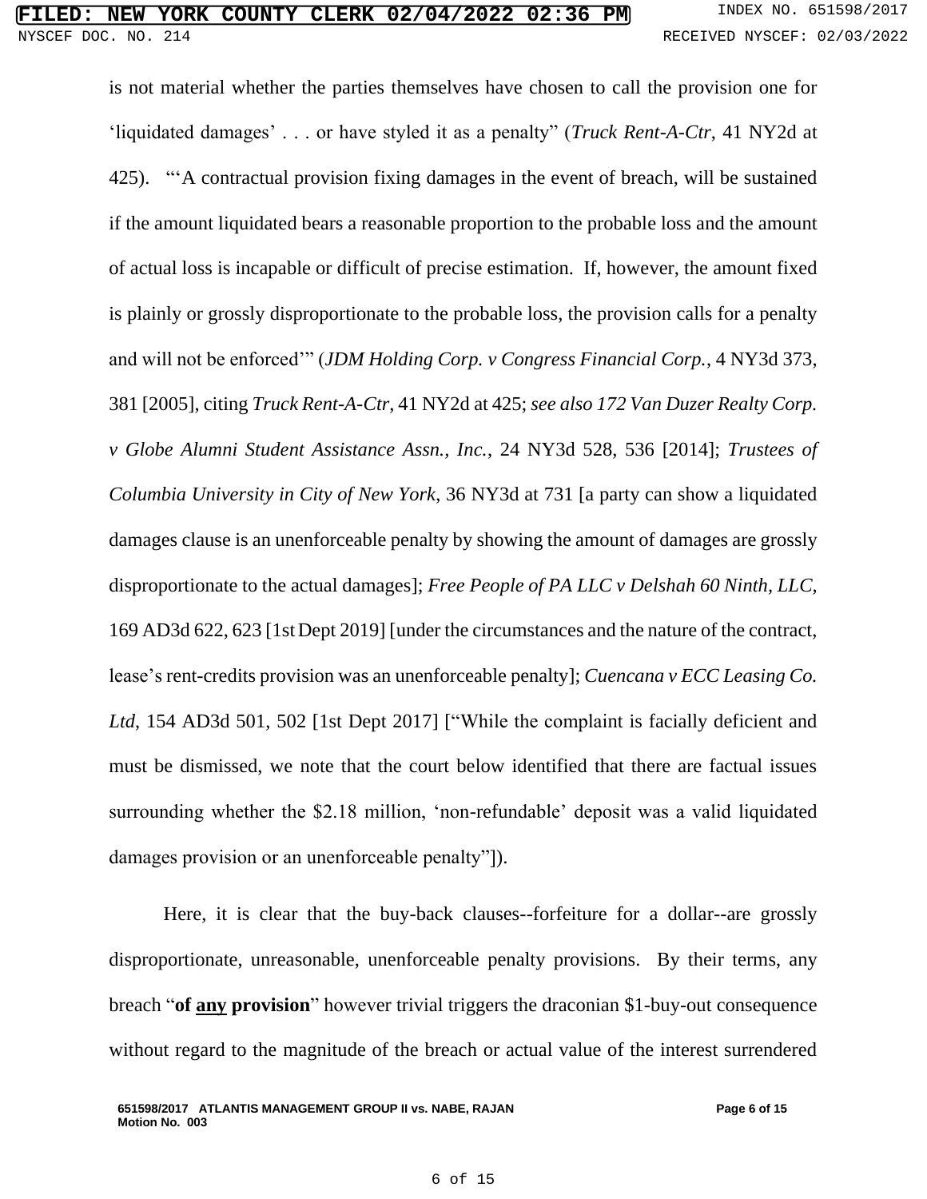is not material whether the parties themselves have chosen to call the provision one for ‘liquidated damages’ . . . or have styled it as a penalty” (*Truck Rent-A-Ctr*, 41 NY2d at 425). “‘A contractual provision fixing damages in the event of breach, will be sustained if the amount liquidated bears a reasonable proportion to the probable loss and the amount of actual loss is incapable or difficult of precise estimation. If, however, the amount fixed is plainly or grossly disproportionate to the probable loss, the provision calls for a penalty and will not be enforced’” (*JDM Holding Corp. v Congress Financial Corp.*, 4 NY3d 373, 381 [2005], citing *Truck Rent-A-Ctr*, 41 NY2d at 425; *see also 172 Van Duzer Realty Corp. v Globe Alumni Student Assistance Assn., Inc.*, 24 NY3d 528, 536 [2014]; *Trustees of Columbia University in City of New York*, 36 NY3d at 731 [a party can show a liquidated damages clause is an unenforceable penalty by showing the amount of damages are grossly disproportionate to the actual damages]; *Free People of PA LLC v Delshah 60 Ninth, LLC,* 169 AD3d 622, 623 [1st Dept 2019] [under the circumstances and the nature of the contract, lease’s rent-credits provision was an unenforceable penalty]; *Cuencana v ECC Leasing Co. Ltd*, 154 AD3d 501, 502 [1st Dept 2017] [“While the complaint is facially deficient and must be dismissed, we note that the court below identified that there are factual issues surrounding whether the $2.18 million, ‘non-refundable’ deposit was a valid liquidated damages provision or an unenforceable penalty”]).

Here, it is clear that the buy-back clauses--forfeiture for a dollar--are grossly disproportionate, unreasonable, unenforceable penalty provisions. By their terms, any breach “**of <u>any</u> provision**” however trivial triggers the draconian $1-buy-out consequence without regard to the magnitude of the breach or actual value of the interest surrendered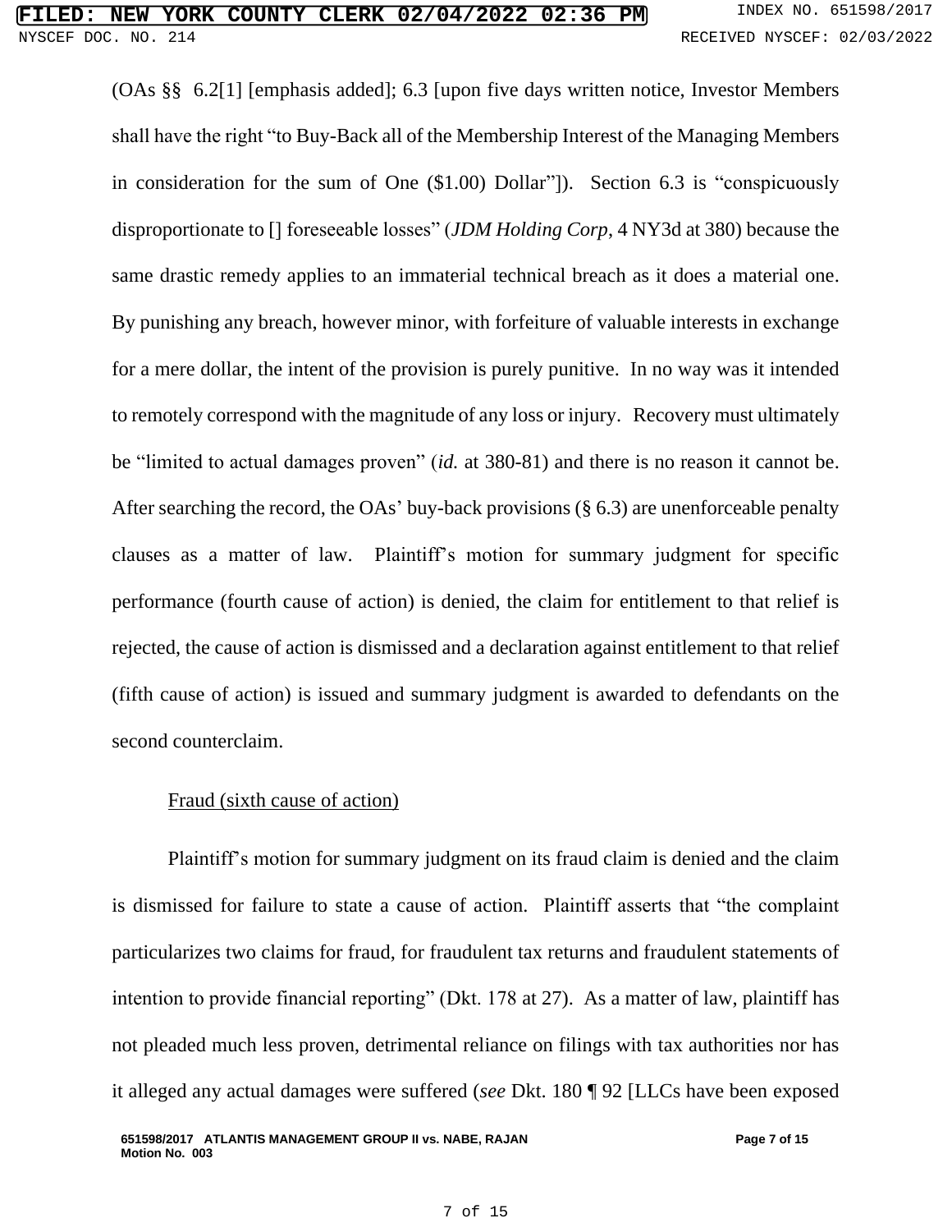(OAs §§ 6.2[1] [emphasis added]; 6.3 [upon five days written notice, Investor Members shall have the right "to Buy-Back all of the Membership Interest of the Managing Members in consideration for the sum of One ($1.00) Dollar"]). Section 6.3 is "conspicuously disproportionate to [] foreseeable losses" (*JDM Holding Corp*, 4 NY3d at 380) because the same drastic remedy applies to an immaterial technical breach as it does a material one. By punishing any breach, however minor, with forfeiture of valuable interests in exchange for a mere dollar, the intent of the provision is purely punitive. In no way was it intended to remotely correspond with the magnitude of any loss or injury. Recovery must ultimately be "limited to actual damages proven" (*id.* at 380-81) and there is no reason it cannot be. After searching the record, the OAs' buy-back provisions (§ 6.3) are unenforceable penalty clauses as a matter of law. Plaintiff's motion for summary judgment for specific performance (fourth cause of action) is denied, the claim for entitlement to that relief is rejected, the cause of action is dismissed and a declaration against entitlement to that relief (fifth cause of action) is issued and summary judgment is awarded to defendants on the second counterclaim.

<u>Fraud (sixth cause of action)</u>

Plaintiff's motion for summary judgment on its fraud claim is denied and the claim is dismissed for failure to state a cause of action. Plaintiff asserts that "the complaint particularizes two claims for fraud, for fraudulent tax returns and fraudulent statements of intention to provide financial reporting" (Dkt. 178 at 27). As a matter of law, plaintiff has not pleaded much less proven, detrimental reliance on filings with tax authorities nor has it alleged any actual damages were suffered (*see* Dkt. 180 ¶ 92 [LLCs have been exposed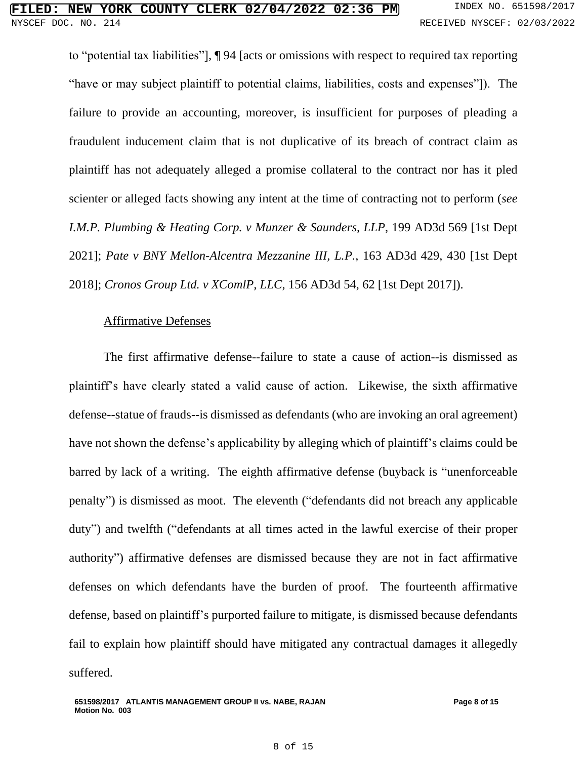to "potential tax liabilities"], ¶ 94 [acts or omissions with respect to required tax reporting "have or may subject plaintiff to potential claims, liabilities, costs and expenses"]). The failure to provide an accounting, moreover, is insufficient for purposes of pleading a fraudulent inducement claim that is not duplicative of its breach of contract claim as plaintiff has not adequately alleged a promise collateral to the contract nor has it pled scienter or alleged facts showing any intent at the time of contracting not to perform (*see I.M.P. Plumbing & Heating Corp. v Munzer & Saunders, LLP*, 199 AD3d 569 [1st Dept 2021]; *Pate v BNY Mellon-Alcentra Mezzanine III, L.P.*, 163 AD3d 429, 430 [1st Dept 2018]; *Cronos Group Ltd. v XComlP, LLC*, 156 AD3d 54, 62 [1st Dept 2017]).

<u>Affirmative Defenses</u>

The first affirmative defense--failure to state a cause of action--is dismissed as plaintiff's have clearly stated a valid cause of action. Likewise, the sixth affirmative defense--statue of frauds--is dismissed as defendants (who are invoking an oral agreement) have not shown the defense's applicability by alleging which of plaintiff's claims could be barred by lack of a writing. The eighth affirmative defense (buyback is "unenforceable penalty") is dismissed as moot. The eleventh ("defendants did not breach any applicable duty") and twelfth ("defendants at all times acted in the lawful exercise of their proper authority") affirmative defenses are dismissed because they are not in fact affirmative defenses on which defendants have the burden of proof. The fourteenth affirmative defense, based on plaintiff's purported failure to mitigate, is dismissed because defendants fail to explain how plaintiff should have mitigated any contractual damages it allegedly suffered.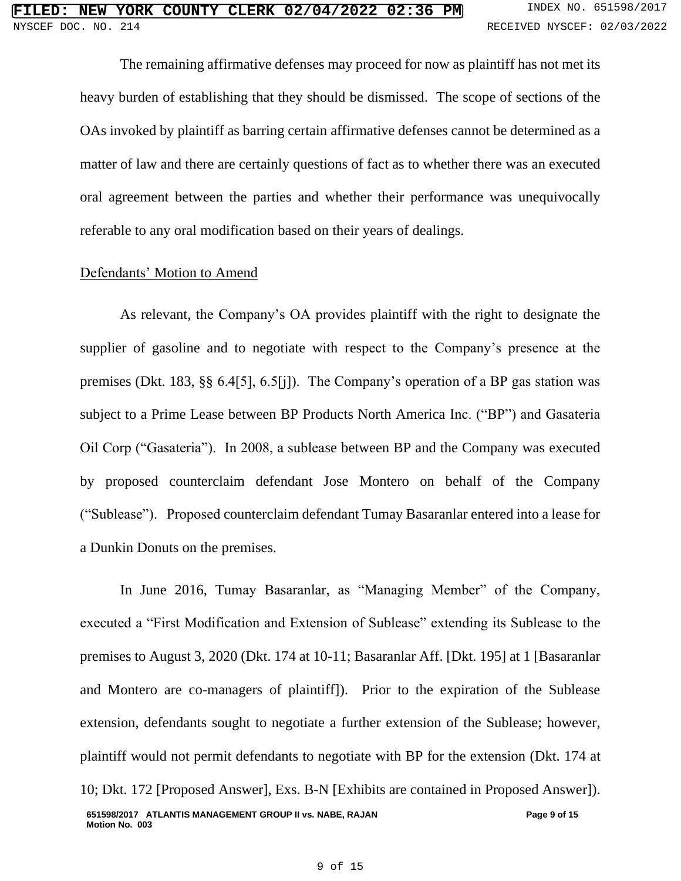The remaining affirmative defenses may proceed for now as plaintiff has not met its heavy burden of establishing that they should be dismissed. The scope of sections of the OAs invoked by plaintiff as barring certain affirmative defenses cannot be determined as a matter of law and there are certainly questions of fact as to whether there was an executed oral agreement between the parties and whether their performance was unequivocally referable to any oral modification based on their years of dealings.

Defendants' Motion to Amend

As relevant, the Company's OA provides plaintiff with the right to designate the supplier of gasoline and to negotiate with respect to the Company's presence at the premises (Dkt. 183, §§ 6.4[5], 6.5[j]). The Company's operation of a BP gas station was subject to a Prime Lease between BP Products North America Inc. ("BP") and Gasateria Oil Corp ("Gasateria"). In 2008, a sublease between BP and the Company was executed by proposed counterclaim defendant Jose Montero on behalf of the Company ("Sublease"). Proposed counterclaim defendant Tumay Basaranlar entered into a lease for a Dunkin Donuts on the premises.

In June 2016, Tumay Basaranlar, as "Managing Member" of the Company, executed a "First Modification and Extension of Sublease" extending its Sublease to the premises to August 3, 2020 (Dkt. 174 at 10-11; Basaranlar Aff. [Dkt. 195] at 1 [Basaranlar and Montero are co-managers of plaintiff]). Prior to the expiration of the Sublease extension, defendants sought to negotiate a further extension of the Sublease; however, plaintiff would not permit defendants to negotiate with BP for the extension (Dkt. 174 at 10; Dkt. 172 [Proposed Answer], Exs. B-N [Exhibits are contained in Proposed Answer]).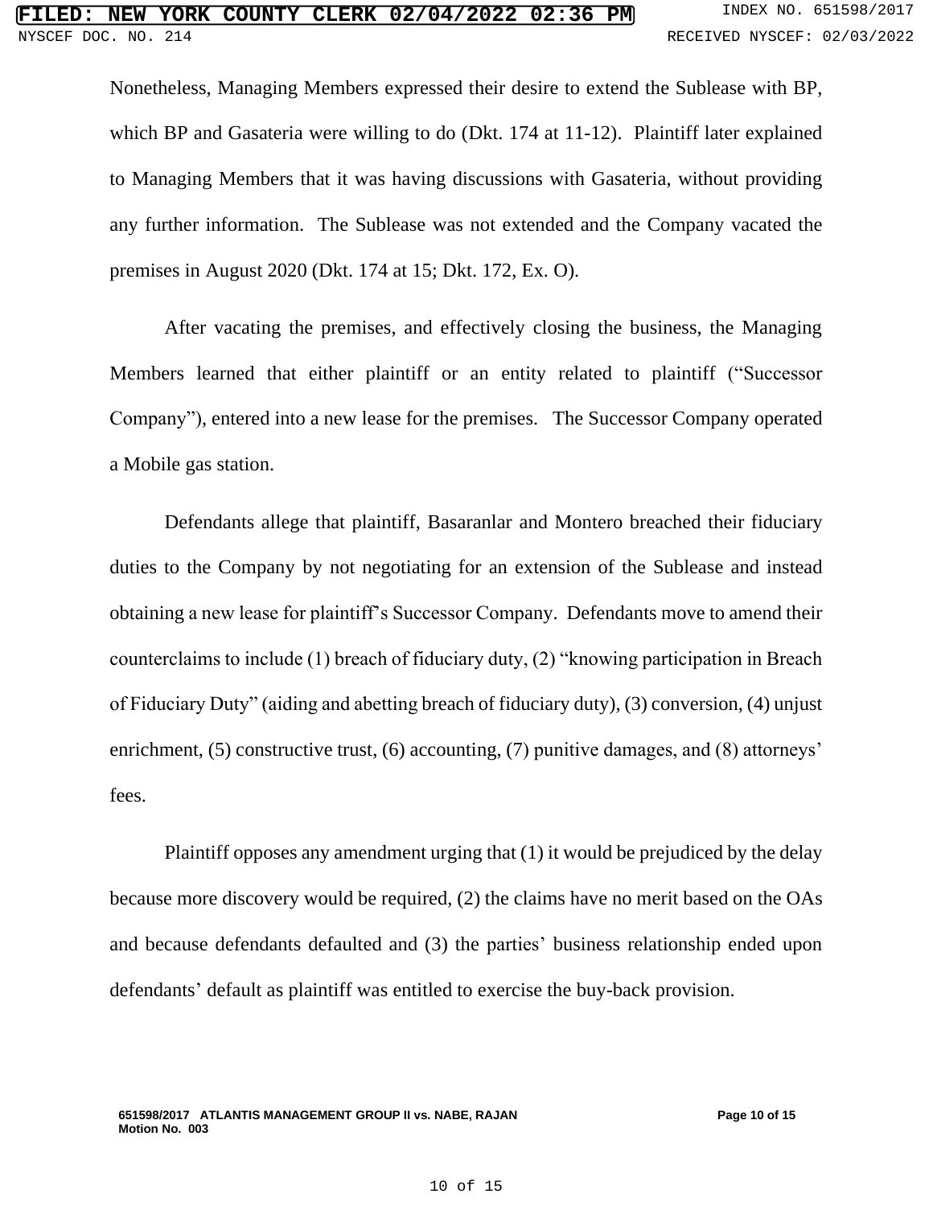Nonetheless, Managing Members expressed their desire to extend the Sublease with BP, which BP and Gasateria were willing to do (Dkt. 174 at 11-12). Plaintiff later explained to Managing Members that it was having discussions with Gasateria, without providing any further information. The Sublease was not extended and the Company vacated the premises in August 2020 (Dkt. 174 at 15; Dkt. 172, Ex. O).

After vacating the premises, and effectively closing the business, the Managing Members learned that either plaintiff or an entity related to plaintiff ("Successor Company"), entered into a new lease for the premises. The Successor Company operated a Mobile gas station.

Defendants allege that plaintiff, Basaranlar and Montero breached their fiduciary duties to the Company by not negotiating for an extension of the Sublease and instead obtaining a new lease for plaintiff's Successor Company. Defendants move to amend their counterclaims to include (1) breach of fiduciary duty, (2) "knowing participation in Breach of Fiduciary Duty" (aiding and abetting breach of fiduciary duty), (3) conversion, (4) unjust enrichment, (5) constructive trust, (6) accounting, (7) punitive damages, and (8) attorneys' fees.

Plaintiff opposes any amendment urging that (1) it would be prejudiced by the delay because more discovery would be required, (2) the claims have no merit based on the OAs and because defendants defaulted and (3) the parties' business relationship ended upon defendants' default as plaintiff was entitled to exercise the buy-back provision.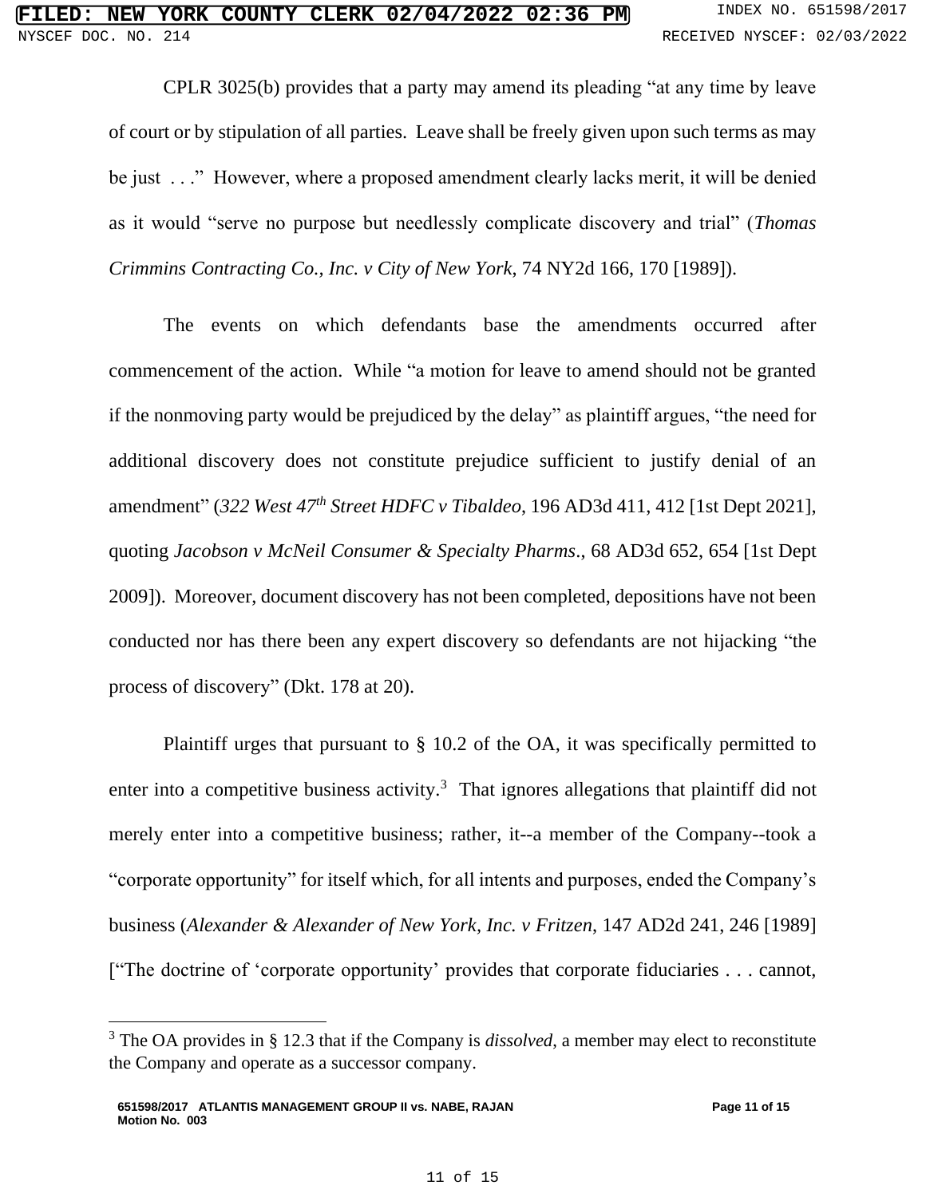CPLR 3025(b) provides that a party may amend its pleading "at any time by leave of court or by stipulation of all parties. Leave shall be freely given upon such terms as may be just . . ." However, where a proposed amendment clearly lacks merit, it will be denied as it would "serve no purpose but needlessly complicate discovery and trial" (*Thomas Crimmins Contracting Co., Inc. v City of New York*, 74 NY2d 166, 170 [1989]).

The events on which defendants base the amendments occurred after commencement of the action. While "a motion for leave to amend should not be granted if the nonmoving party would be prejudiced by the delay" as plaintiff argues, "the need for additional discovery does not constitute prejudice sufficient to justify denial of an amendment" (*322 West 47th Street HDFC v Tibaldeo*, 196 AD3d 411, 412 [1st Dept 2021], quoting *Jacobson v McNeil Consumer & Specialty Pharms*., 68 AD3d 652, 654 [1st Dept 2009]). Moreover, document discovery has not been completed, depositions have not been conducted nor has there been any expert discovery so defendants are not hijacking "the process of discovery" (Dkt. 178 at 20).

Plaintiff urges that pursuant to § 10.2 of the OA, it was specifically permitted to enter into a competitive business activity.[3] That ignores allegations that plaintiff did not merely enter into a competitive business; rather, it--a member of the Company--took a "corporate opportunity" for itself which, for all intents and purposes, ended the Company's business (*Alexander & Alexander of New York, Inc. v Fritzen*, 147 AD2d 241, 246 [1989] ["The doctrine of 'corporate opportunity' provides that corporate fiduciaries . . . cannot,

---

[3] The OA provides in § 12.3 that if the Company is *dissolved*, a member may elect to reconstitute the Company and operate as a successor company.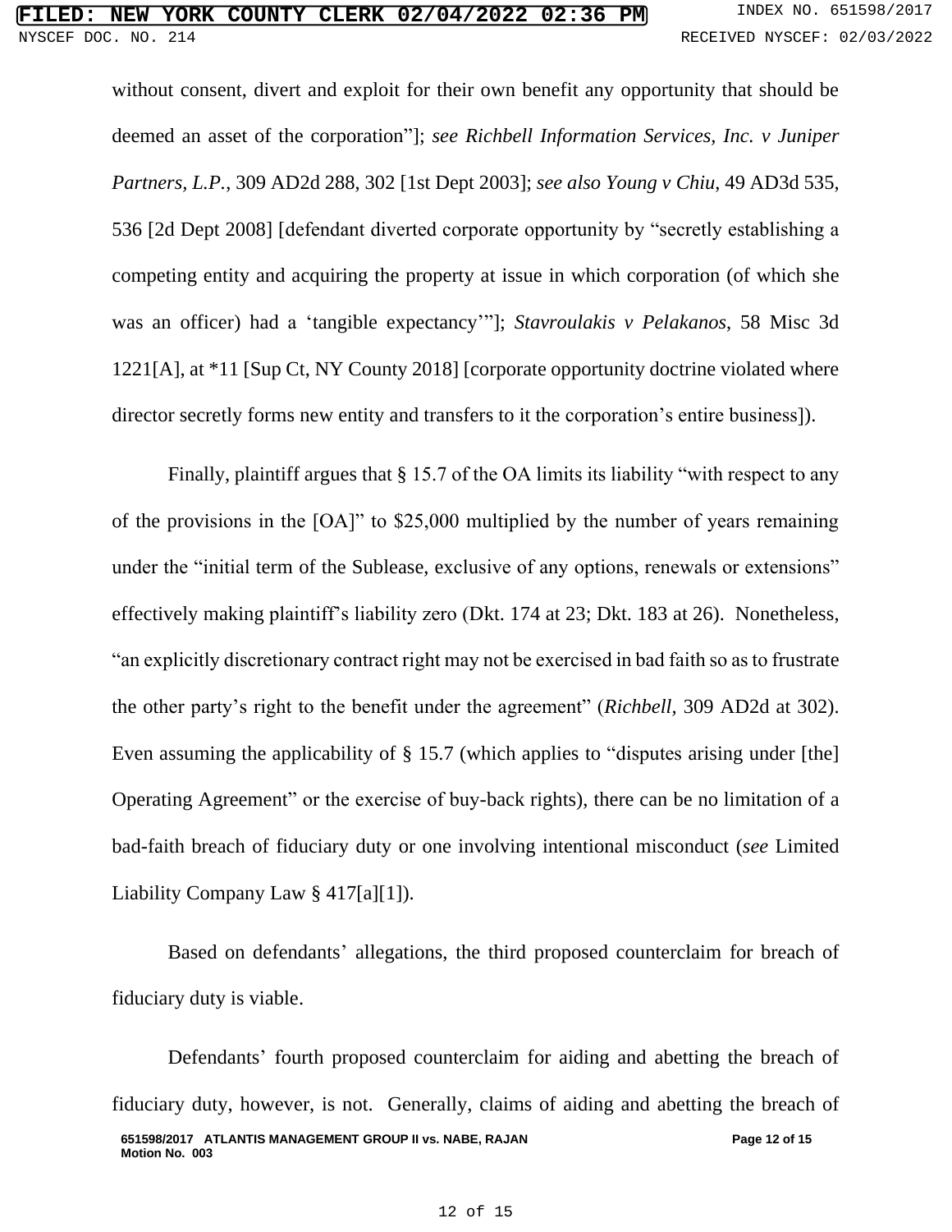without consent, divert and exploit for their own benefit any opportunity that should be deemed an asset of the corporation"]; *see Richbell Information Services, Inc. v Juniper Partners, L.P.*, 309 AD2d 288, 302 [1st Dept 2003]; *see also Young v Chiu*, 49 AD3d 535, 536 [2d Dept 2008] [defendant diverted corporate opportunity by "secretly establishing a competing entity and acquiring the property at issue in which corporation (of which she was an officer) had a 'tangible expectancy'"]; *Stavroulakis v Pelakanos*, 58 Misc 3d 1221[A], at *11 [Sup Ct, NY County 2018] [corporate opportunity doctrine violated where director secretly forms new entity and transfers to it the corporation's entire business]).

Finally, plaintiff argues that § 15.7 of the OA limits its liability "with respect to any of the provisions in the [OA]" to $25,000 multiplied by the number of years remaining under the "initial term of the Sublease, exclusive of any options, renewals or extensions" effectively making plaintiff's liability zero (Dkt. 174 at 23; Dkt. 183 at 26). Nonetheless, "an explicitly discretionary contract right may not be exercised in bad faith so as to frustrate the other party's right to the benefit under the agreement" (*Richbell,* 309 AD2d at 302). Even assuming the applicability of § 15.7 (which applies to "disputes arising under [the] Operating Agreement" or the exercise of buy-back rights), there can be no limitation of a bad-faith breach of fiduciary duty or one involving intentional misconduct (*see* Limited Liability Company Law § 417[a][1]).

Based on defendants' allegations, the third proposed counterclaim for breach of fiduciary duty is viable.

Defendants' fourth proposed counterclaim for aiding and abetting the breach of fiduciary duty, however, is not. Generally, claims of aiding and abetting the breach of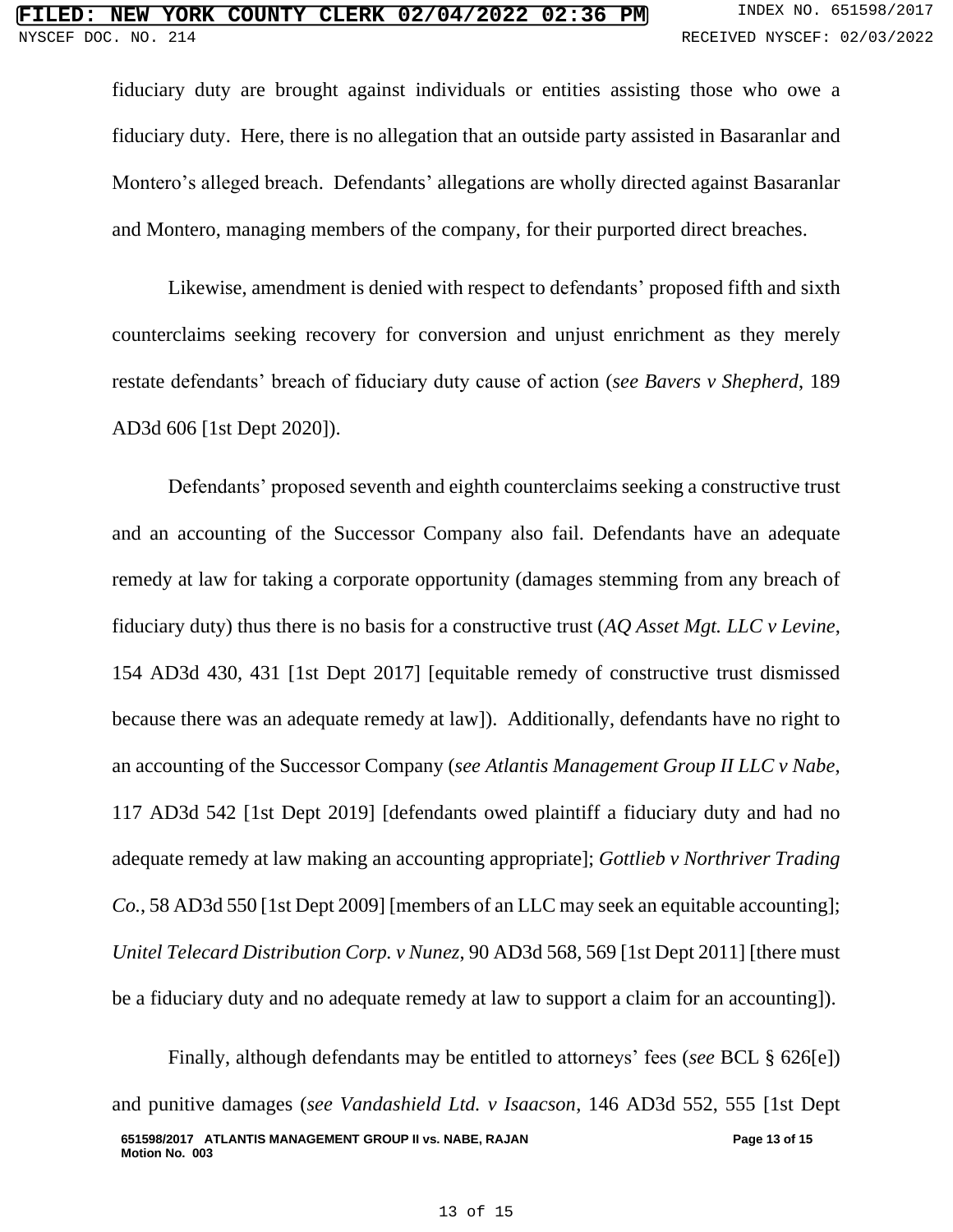fiduciary duty are brought against individuals or entities assisting those who owe a fiduciary duty. Here, there is no allegation that an outside party assisted in Basaranlar and Montero's alleged breach. Defendants' allegations are wholly directed against Basaranlar and Montero, managing members of the company, for their purported direct breaches.

Likewise, amendment is denied with respect to defendants' proposed fifth and sixth counterclaims seeking recovery for conversion and unjust enrichment as they merely restate defendants' breach of fiduciary duty cause of action (*see Bavers v Shepherd*, 189 AD3d 606 [1st Dept 2020]).

Defendants' proposed seventh and eighth counterclaims seeking a constructive trust and an accounting of the Successor Company also fail. Defendants have an adequate remedy at law for taking a corporate opportunity (damages stemming from any breach of fiduciary duty) thus there is no basis for a constructive trust (*AQ Asset Mgt. LLC v Levine*, 154 AD3d 430, 431 [1st Dept 2017] [equitable remedy of constructive trust dismissed because there was an adequate remedy at law]). Additionally, defendants have no right to an accounting of the Successor Company (*see Atlantis Management Group II LLC v Nabe*, 117 AD3d 542 [1st Dept 2019] [defendants owed plaintiff a fiduciary duty and had no adequate remedy at law making an accounting appropriate]; *Gottlieb v Northriver Trading Co.*, 58 AD3d 550 [1st Dept 2009] [members of an LLC may seek an equitable accounting]; *Unitel Telecard Distribution Corp. v Nunez*, 90 AD3d 568, 569 [1st Dept 2011] [there must be a fiduciary duty and no adequate remedy at law to support a claim for an accounting]).

Finally, although defendants may be entitled to attorneys' fees (*see* BCL § 626[e]) and punitive damages (*see Vandashield Ltd. v Isaacson*, 146 AD3d 552, 555 [1st Dept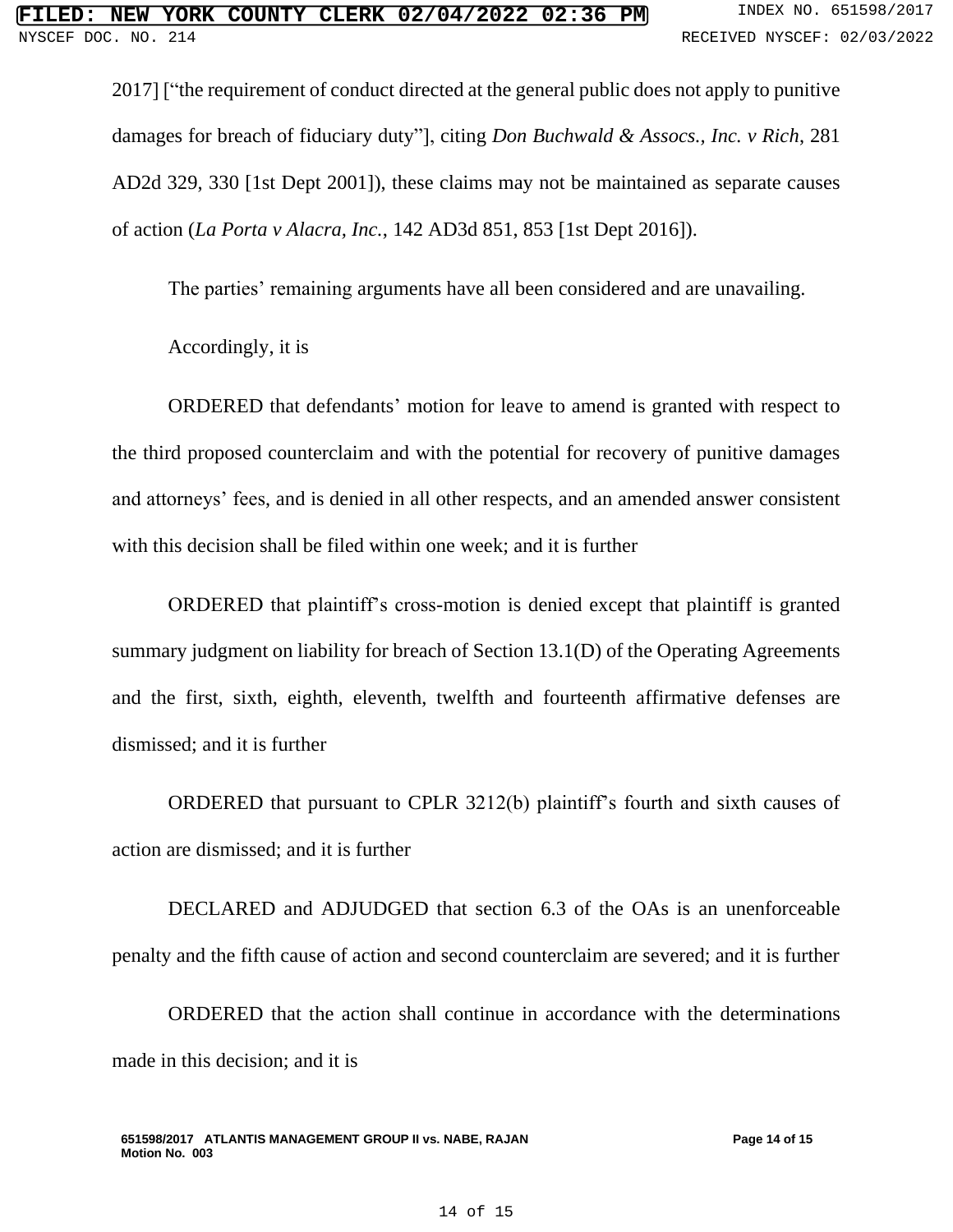2017] ["the requirement of conduct directed at the general public does not apply to punitive damages for breach of fiduciary duty"], citing *Don Buchwald & Assocs., Inc. v Rich,* 281 AD2d 329, 330 [1st Dept 2001]), these claims may not be maintained as separate causes of action (*La Porta v Alacra, Inc.*, 142 AD3d 851, 853 [1st Dept 2016]).

The parties' remaining arguments have all been considered and are unavailing.

Accordingly, it is

ORDERED that defendants' motion for leave to amend is granted with respect to the third proposed counterclaim and with the potential for recovery of punitive damages and attorneys' fees, and is denied in all other respects, and an amended answer consistent with this decision shall be filed within one week; and it is further

ORDERED that plaintiff's cross-motion is denied except that plaintiff is granted summary judgment on liability for breach of Section 13.1(D) of the Operating Agreements and the first, sixth, eighth, eleventh, twelfth and fourteenth affirmative defenses are dismissed; and it is further

ORDERED that pursuant to CPLR 3212(b) plaintiff's fourth and sixth causes of action are dismissed; and it is further

DECLARED and ADJUDGED that section 6.3 of the OAs is an unenforceable penalty and the fifth cause of action and second counterclaim are severed; and it is further

ORDERED that the action shall continue in accordance with the determinations made in this decision; and it is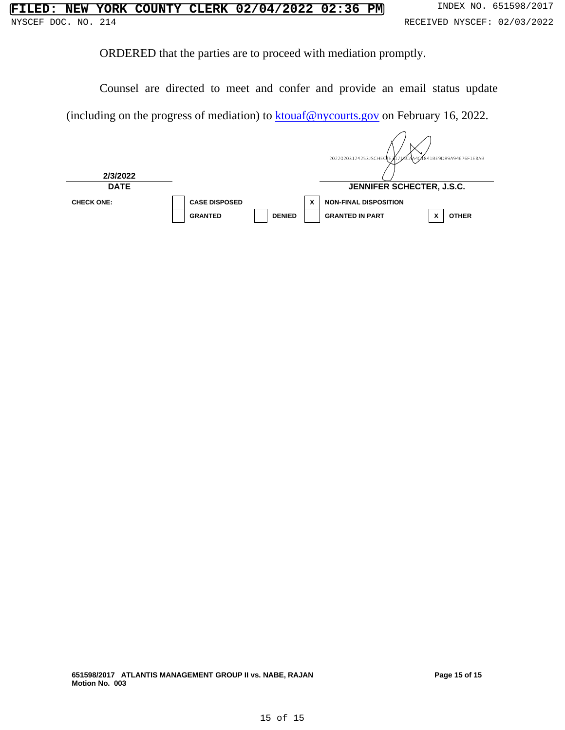ORDERED that the parties are to proceed with mediation promptly.

Counsel are directed to meet and confer and provide an email status update (including on the progress of mediation) to ktouaf@nycourts.gov on February 16, 2022.

20220203124253JSCHECTE317130AA4C1841BE9D89A94676F1E8AB

| | | | | | | | |
|---|---|---|---|---|---|---|---|
| **2/3/2022** | | | | | | **JENNIFER SCHECTER, J.S.C.** | |
| **DATE** | | | | | | | |
| **CHECK ONE:** | | **CASE DISPOSED** | | | X | **NON-FINAL DISPOSITION** | |
| | | **GRANTED** | | **DENIED** | | **GRANTED IN PART** | X **OTHER** |

**651598/2017 ATLANTIS MANAGEMENT GROUP II vs. NABE, RAJAN**
**Motion No. 003**